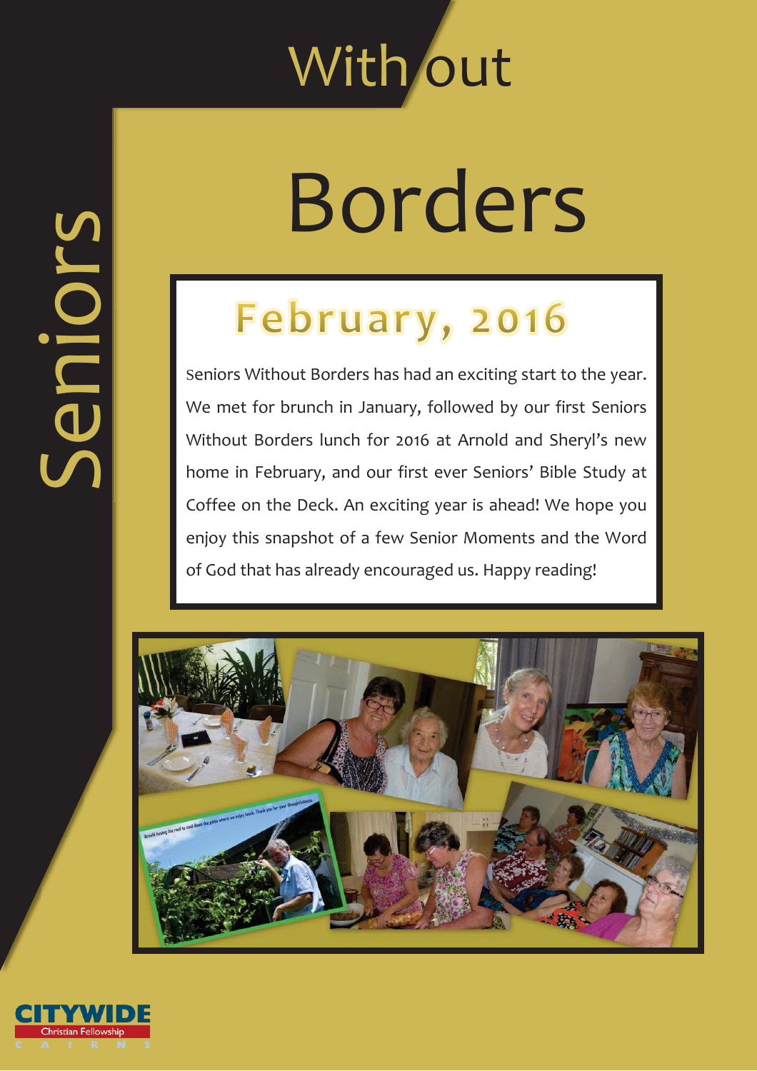# Seniors Without Borders

## February, 2016

Seniors Without Borders has had an exciting start to the year. We met for brunch in January, followed by our first Seniors Without Borders lunch for 2016 at Arnold and Sheryl's new home in February, and our first ever Seniors' Bible Study at Coffee on the Deck. An exciting year is ahead! We hope you enjoy this snapshot of a few Senior Moments and the Word of God that has already encouraged us. Happy reading!

CITYWIDE Christian Fellowship CAIRNS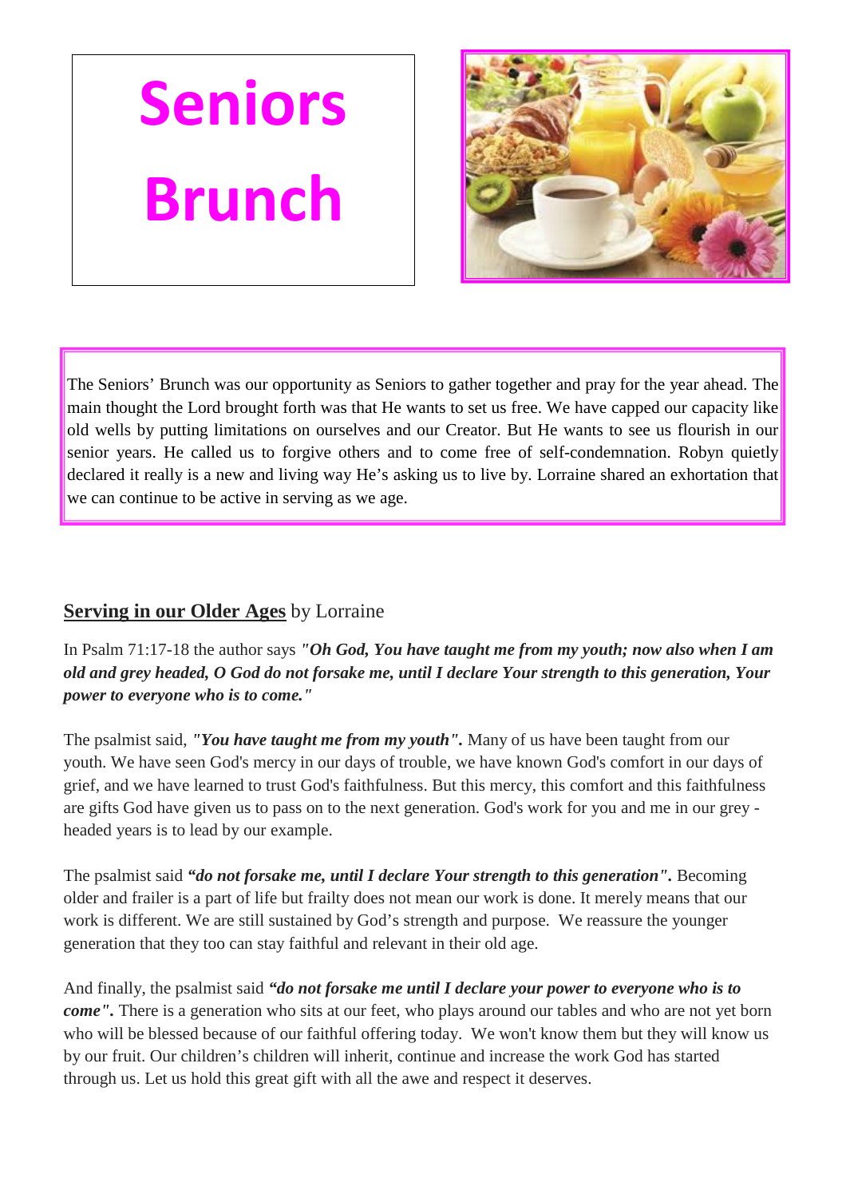# Seniors Brunch

The Seniors' Brunch was our opportunity as Seniors to gather together and pray for the year ahead. The main thought the Lord brought forth was that He wants to set us free. We have capped our capacity like old wells by putting limitations on ourselves and our Creator. But He wants to see us flourish in our senior years. He called us to forgive others and to come free of self-condemnation. Robyn quietly declared it really is a new and living way He's asking us to live by. Lorraine shared an exhortation that we can continue to be active in serving as we age.

## **Serving in our Older Ages** by Lorraine

In Psalm 71:17-18 the author says ***"Oh God, You have taught me from my youth; now also when I am old and grey headed, O God do not forsake me, until I declare Your strength to this generation, Your power to everyone who is to come."***

The psalmist said, ***"You have taught me from my youth".*** Many of us have been taught from our youth. We have seen God's mercy in our days of trouble, we have known God's comfort in our days of grief, and we have learned to trust God's faithfulness. But this mercy, this comfort and this faithfulness are gifts God have given us to pass on to the next generation. God's work for you and me in our grey - headed years is to lead by our example.

The psalmist said ***"do not forsake me, until I declare Your strength to this generation".*** Becoming older and frailer is a part of life but frailty does not mean our work is done. It merely means that our work is different. We are still sustained by God's strength and purpose. We reassure the younger generation that they too can stay faithful and relevant in their old age.

And finally, the psalmist said ***"do not forsake me until I declare your power to everyone who is to come".*** There is a generation who sits at our feet, who plays around our tables and who are not yet born who will be blessed because of our faithful offering today. We won't know them but they will know us by our fruit. Our children's children will inherit, continue and increase the work God has started through us. Let us hold this great gift with all the awe and respect it deserves.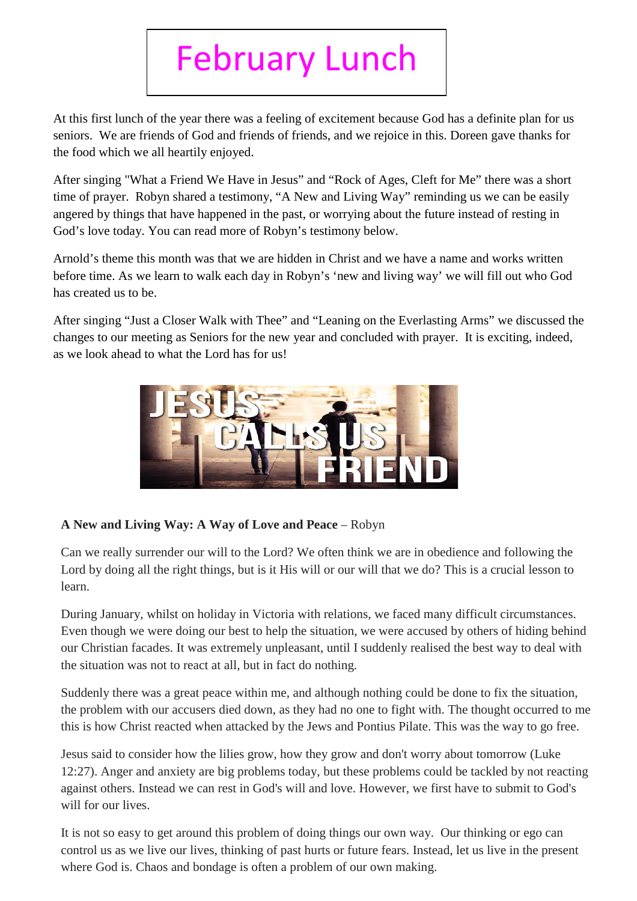# February Lunch

At this first lunch of the year there was a feeling of excitement because God has a definite plan for us seniors. We are friends of God and friends of friends, and we rejoice in this. Doreen gave thanks for the food which we all heartily enjoyed.

After singing "What a Friend We Have in Jesus" and "Rock of Ages, Cleft for Me" there was a short time of prayer. Robyn shared a testimony, "A New and Living Way" reminding us we can be easily angered by things that have happened in the past, or worrying about the future instead of resting in God's love today. You can read more of Robyn's testimony below.

Arnold's theme this month was that we are hidden in Christ and we have a name and works written before time. As we learn to walk each day in Robyn's 'new and living way' we will fill out who God has created us to be.

After singing "Just a Closer Walk with Thee" and "Leaning on the Everlasting Arms" we discussed the changes to our meeting as Seniors for the new year and concluded with prayer. It is exciting, indeed, as we look ahead to what the Lord has for us!

JESUS CALLS US FRIEND

**A New and Living Way: A Way of Love and Peace** – Robyn

Can we really surrender our will to the Lord? We often think we are in obedience and following the Lord by doing all the right things, but is it His will or our will that we do? This is a crucial lesson to learn.

During January, whilst on holiday in Victoria with relations, we faced many difficult circumstances. Even though we were doing our best to help the situation, we were accused by others of hiding behind our Christian facades. It was extremely unpleasant, until I suddenly realised the best way to deal with the situation was not to react at all, but in fact do nothing.

Suddenly there was a great peace within me, and although nothing could be done to fix the situation, the problem with our accusers died down, as they had no one to fight with. The thought occurred to me this is how Christ reacted when attacked by the Jews and Pontius Pilate. This was the way to go free.

Jesus said to consider how the lilies grow, how they grow and don't worry about tomorrow (Luke 12:27). Anger and anxiety are big problems today, but these problems could be tackled by not reacting against others. Instead we can rest in God's will and love. However, we first have to submit to God's will for our lives.

It is not so easy to get around this problem of doing things our own way. Our thinking or ego can control us as we live our lives, thinking of past hurts or future fears. Instead, let us live in the present where God is. Chaos and bondage is often a problem of our own making.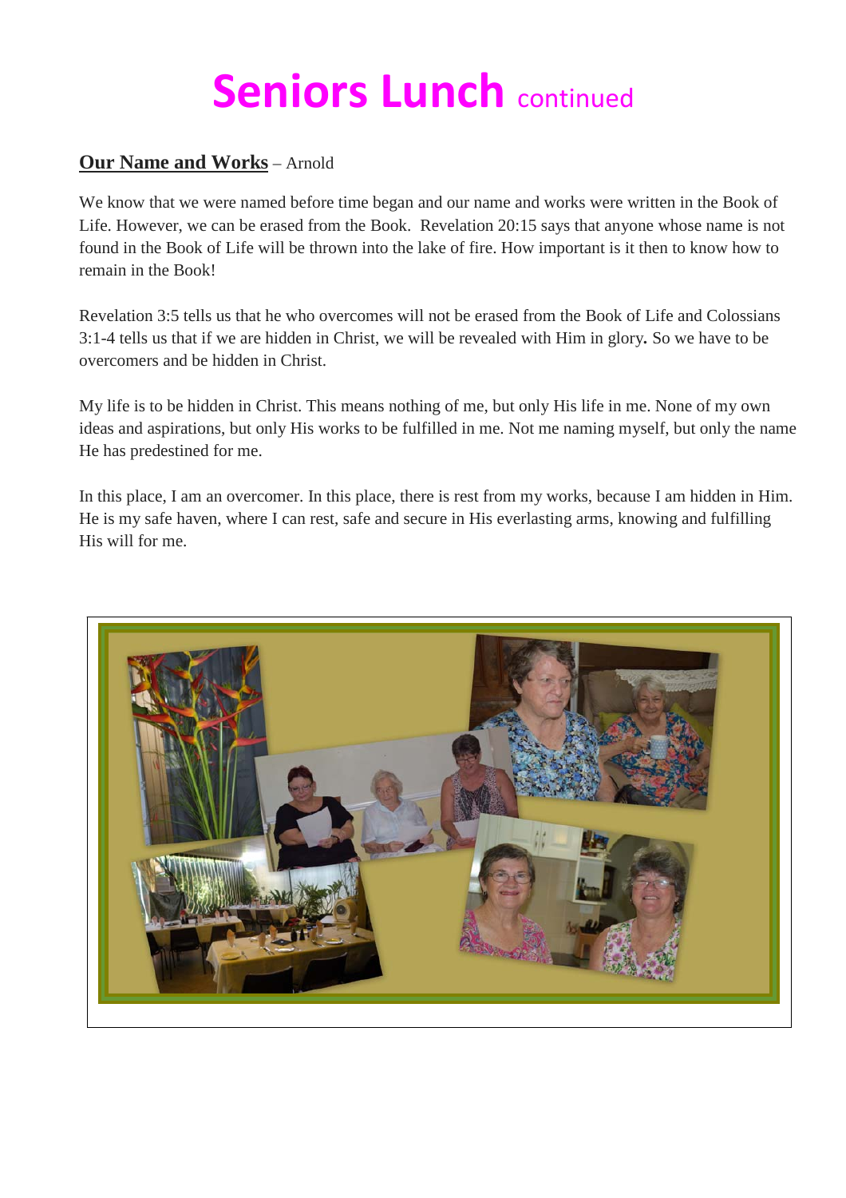# Seniors Lunch continued

**Our Name and Works** – Arnold

We know that we were named before time began and our name and works were written in the Book of Life. However, we can be erased from the Book. Revelation 20:15 says that anyone whose name is not found in the Book of Life will be thrown into the lake of fire. How important is it then to know how to remain in the Book!

Revelation 3:5 tells us that he who overcomes will not be erased from the Book of Life and Colossians 3:1-4 tells us that if we are hidden in Christ, we will be revealed with Him in glory**.** So we have to be overcomers and be hidden in Christ.

My life is to be hidden in Christ. This means nothing of me, but only His life in me. None of my own ideas and aspirations, but only His works to be fulfilled in me. Not me naming myself, but only the name He has predestined for me.

In this place, I am an overcomer. In this place, there is rest from my works, because I am hidden in Him. He is my safe haven, where I can rest, safe and secure in His everlasting arms, knowing and fulfilling His will for me.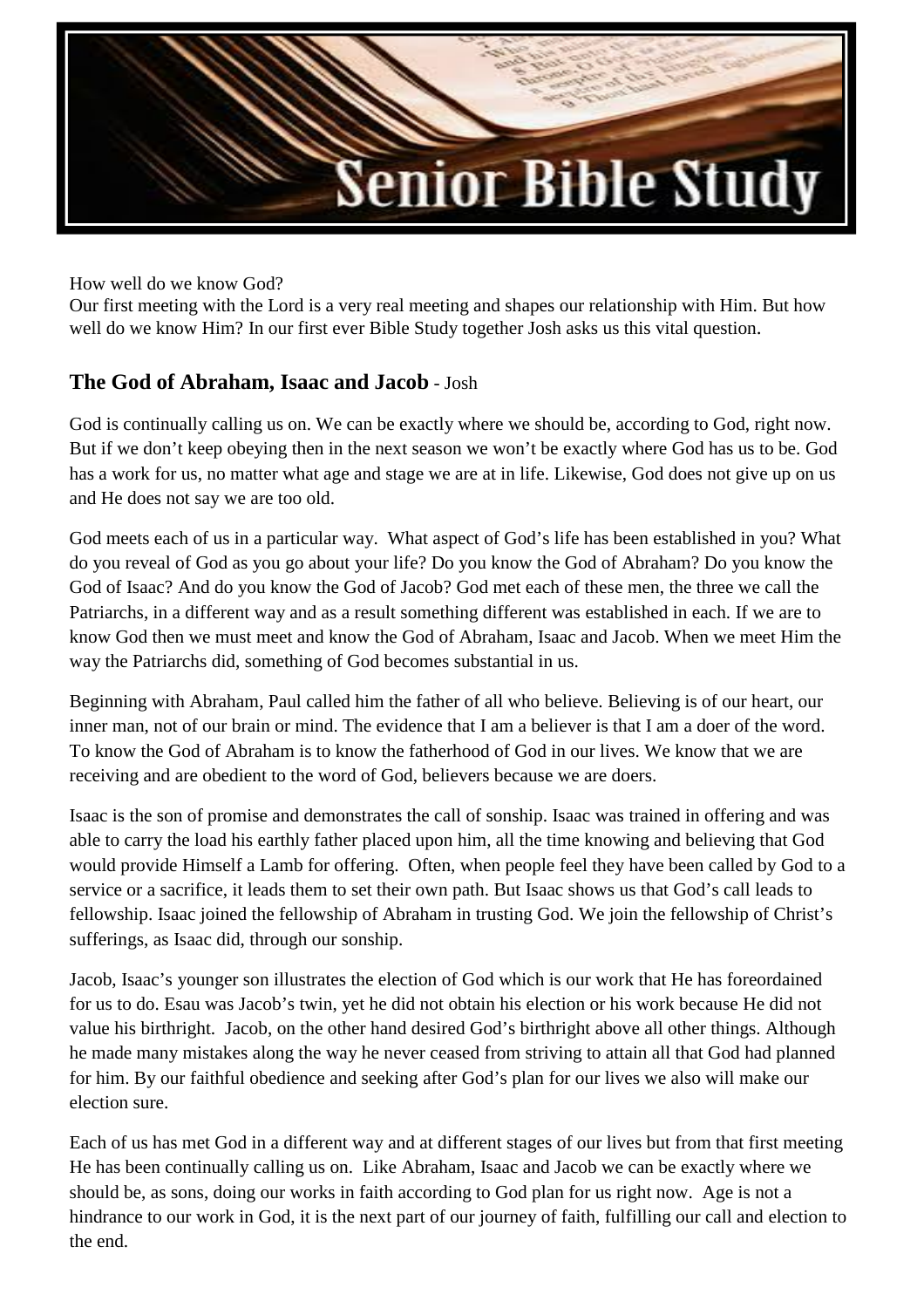# Senior Bible Study

How well do we know God?
Our first meeting with the Lord is a very real meeting and shapes our relationship with Him. But how well do we know Him? In our first ever Bible Study together Josh asks us this vital question.

## **The God of Abraham, Isaac and Jacob** - Josh

God is continually calling us on. We can be exactly where we should be, according to God, right now. But if we don't keep obeying then in the next season we won't be exactly where God has us to be. God has a work for us, no matter what age and stage we are at in life. Likewise, God does not give up on us and He does not say we are too old.

God meets each of us in a particular way. What aspect of God's life has been established in you? What do you reveal of God as you go about your life? Do you know the God of Abraham? Do you know the God of Isaac? And do you know the God of Jacob? God met each of these men, the three we call the Patriarchs, in a different way and as a result something different was established in each. If we are to know God then we must meet and know the God of Abraham, Isaac and Jacob. When we meet Him the way the Patriarchs did, something of God becomes substantial in us.

Beginning with Abraham, Paul called him the father of all who believe. Believing is of our heart, our inner man, not of our brain or mind. The evidence that I am a believer is that I am a doer of the word. To know the God of Abraham is to know the fatherhood of God in our lives. We know that we are receiving and are obedient to the word of God, believers because we are doers.

Isaac is the son of promise and demonstrates the call of sonship. Isaac was trained in offering and was able to carry the load his earthly father placed upon him, all the time knowing and believing that God would provide Himself a Lamb for offering. Often, when people feel they have been called by God to a service or a sacrifice, it leads them to set their own path. But Isaac shows us that God's call leads to fellowship. Isaac joined the fellowship of Abraham in trusting God. We join the fellowship of Christ's sufferings, as Isaac did, through our sonship.

Jacob, Isaac's younger son illustrates the election of God which is our work that He has foreordained for us to do. Esau was Jacob's twin, yet he did not obtain his election or his work because He did not value his birthright. Jacob, on the other hand desired God's birthright above all other things. Although he made many mistakes along the way he never ceased from striving to attain all that God had planned for him. By our faithful obedience and seeking after God's plan for our lives we also will make our election sure.

Each of us has met God in a different way and at different stages of our lives but from that first meeting He has been continually calling us on. Like Abraham, Isaac and Jacob we can be exactly where we should be, as sons, doing our works in faith according to God plan for us right now. Age is not a hindrance to our work in God, it is the next part of our journey of faith, fulfilling our call and election to the end.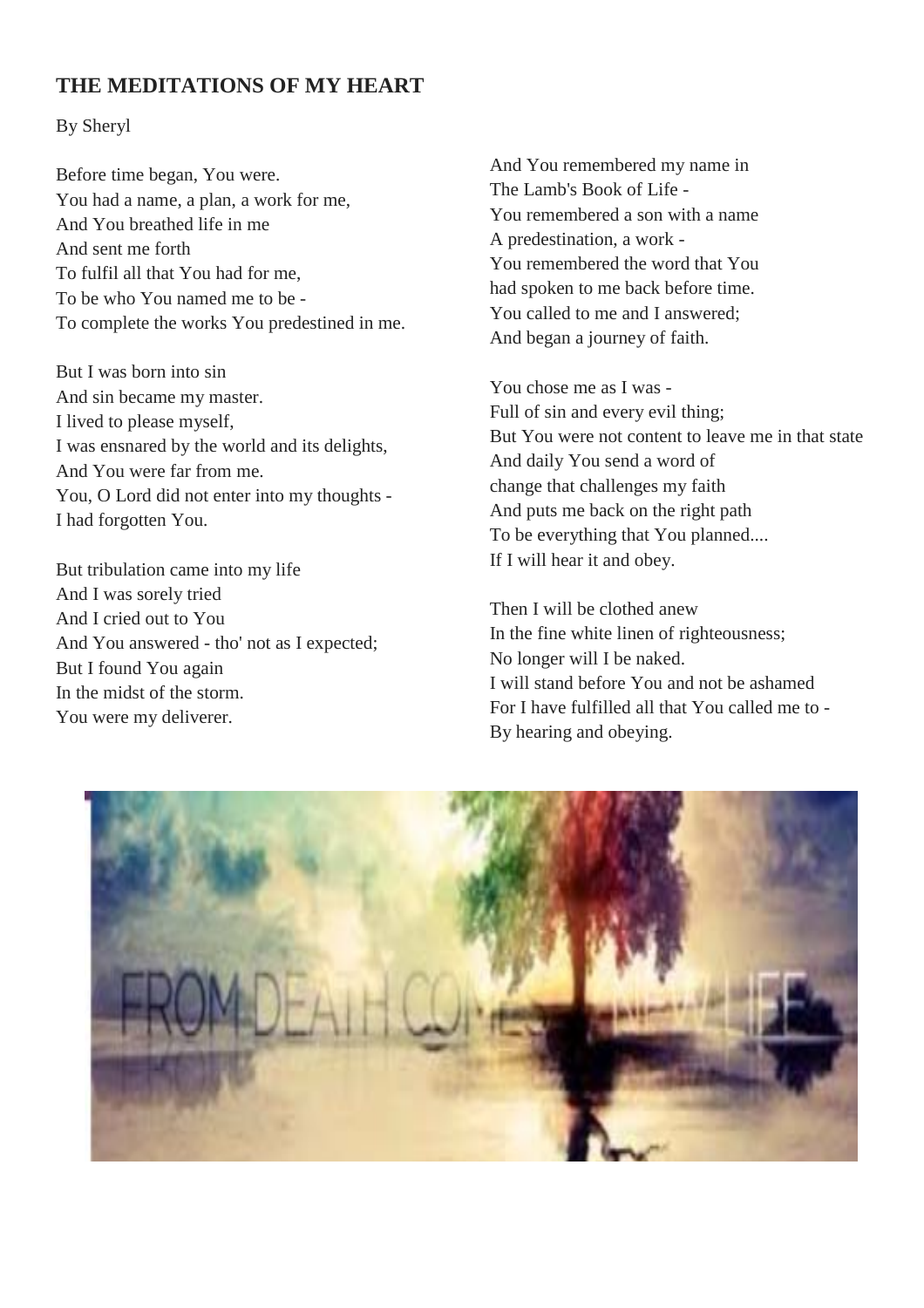## THE MEDITATIONS OF MY HEART

By Sheryl

Before time began, You were.
You had a name, a plan, a work for me,
And You breathed life in me
And sent me forth
To fulfil all that You had for me,
To be who You named me to be -
To complete the works You predestined in me.

But I was born into sin
And sin became my master.
I lived to please myself,
I was ensnared by the world and its delights,
And You were far from me.
You, O Lord did not enter into my thoughts -
I had forgotten You.

But tribulation came into my life
And I was sorely tried
And I cried out to You
And You answered - tho' not as I expected;
But I found You again
In the midst of the storm.
You were my deliverer.

And You remembered my name in
The Lamb's Book of Life -
You remembered a son with a name
A predestination, a work -
You remembered the word that You
had spoken to me back before time.
You called to me and I answered;
And began a journey of faith.

You chose me as I was -
Full of sin and every evil thing;
But You were not content to leave me in that state
And daily You send a word of
change that challenges my faith
And puts me back on the right path
To be everything that You planned....
If I will hear it and obey.

Then I will be clothed anew
In the fine white linen of righteousness;
No longer will I be naked.
I will stand before You and not be ashamed
For I have fulfilled all that You called me to -
By hearing and obeying.